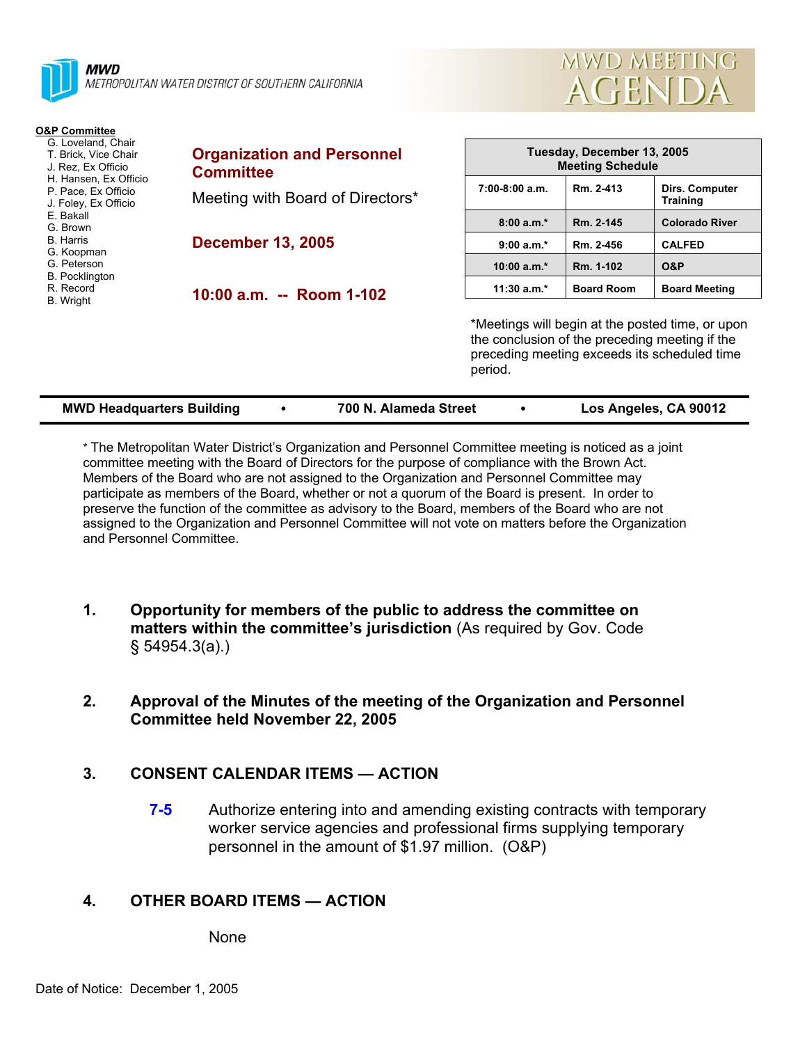**MWD**
METROPOLITAN WATER DISTRICT OF SOUTHERN CALIFORNIA

# MWD MEETING AGENDA

**O&P Committee**
- G. Loveland, Chair
- T. Brick, Vice Chair
- J. Rez, Ex Officio
- H. Hansen, Ex Officio
- P. Pace, Ex Officio
- J. Foley, Ex Officio
- E. Bakall
- G. Brown
- B. Harris
- G. Koopman
- G. Peterson
- B. Pocklington
- R. Record
- B. Wright

## Organization and Personnel Committee

Meeting with Board of Directors*

**December 13, 2005**

**10:00 a.m. -- Room 1-102**

| Tuesday, December 13, 2005 Meeting Schedule | | |
|---|---|---|
| 7:00-8:00 a.m. | Rm. 2-413 | Dirs. Computer Training |
| 8:00 a.m.* | Rm. 2-145 | Colorado River |
| 9:00 a.m.* | Rm. 2-456 | CALFED |
| 10:00 a.m.* | Rm. 1-102 | O&P |
| 11:30 a.m.* | Board Room | Board Meeting |

*Meetings will begin at the posted time, or upon the conclusion of the preceding meeting if the preceding meeting exceeds its scheduled time period.

**MWD Headquarters Building • 700 N. Alameda Street • Los Angeles, CA 90012**

* The Metropolitan Water District's Organization and Personnel Committee meeting is noticed as a joint committee meeting with the Board of Directors for the purpose of compliance with the Brown Act. Members of the Board who are not assigned to the Organization and Personnel Committee may participate as members of the Board, whether or not a quorum of the Board is present. In order to preserve the function of the committee as advisory to the Board, members of the Board who are not assigned to the Organization and Personnel Committee will not vote on matters before the Organization and Personnel Committee.

1. **Opportunity for members of the public to address the committee on matters within the committee's jurisdiction** (As required by Gov. Code § 54954.3(a).)

2. **Approval of the Minutes of the meeting of the Organization and Personnel Committee held November 22, 2005**

3. **CONSENT CALENDAR ITEMS — ACTION**

   7-5 Authorize entering into and amending existing contracts with temporary worker service agencies and professional firms supplying temporary personnel in the amount of $1.97 million. (O&P)

4. **OTHER BOARD ITEMS — ACTION**

   None

Date of Notice: December 1, 2005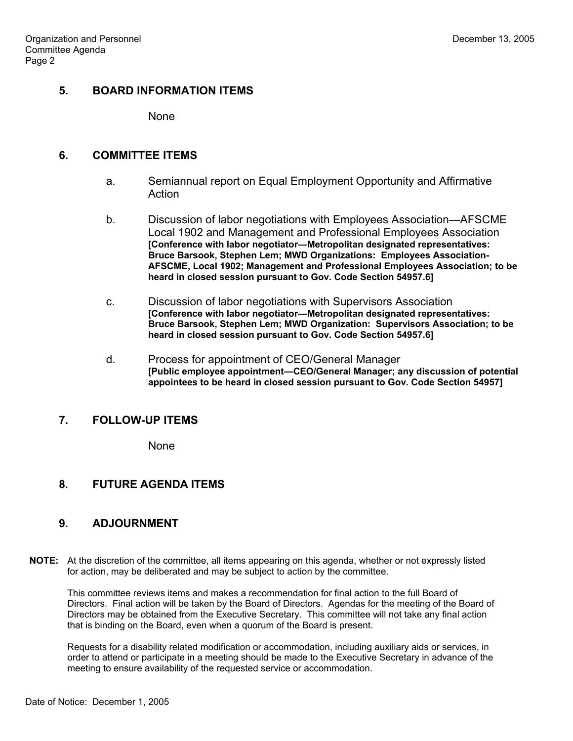## 5. BOARD INFORMATION ITEMS

None

## 6. COMMITTEE ITEMS

a. Semiannual report on Equal Employment Opportunity and Affirmative Action

b. Discussion of labor negotiations with Employees Association—AFSCME Local 1902 and Management and Professional Employees Association **[Conference with labor negotiator—Metropolitan designated representatives: Bruce Barsook, Stephen Lem; MWD Organizations: Employees Association-AFSCME, Local 1902; Management and Professional Employees Association; to be heard in closed session pursuant to Gov. Code Section 54957.6]**

c. Discussion of labor negotiations with Supervisors Association **[Conference with labor negotiator—Metropolitan designated representatives: Bruce Barsook, Stephen Lem; MWD Organization: Supervisors Association; to be heard in closed session pursuant to Gov. Code Section 54957.6]**

d. Process for appointment of CEO/General Manager **[Public employee appointment—CEO/General Manager; any discussion of potential appointees to be heard in closed session pursuant to Gov. Code Section 54957]**

## 7. FOLLOW-UP ITEMS

None

## 8. FUTURE AGENDA ITEMS

## 9. ADJOURNMENT

**NOTE:** At the discretion of the committee, all items appearing on this agenda, whether or not expressly listed for action, may be deliberated and may be subject to action by the committee.

This committee reviews items and makes a recommendation for final action to the full Board of Directors. Final action will be taken by the Board of Directors. Agendas for the meeting of the Board of Directors may be obtained from the Executive Secretary. This committee will not take any final action that is binding on the Board, even when a quorum of the Board is present.

Requests for a disability related modification or accommodation, including auxiliary aids or services, in order to attend or participate in a meeting should be made to the Executive Secretary in advance of the meeting to ensure availability of the requested service or accommodation.

Date of Notice: December 1, 2005